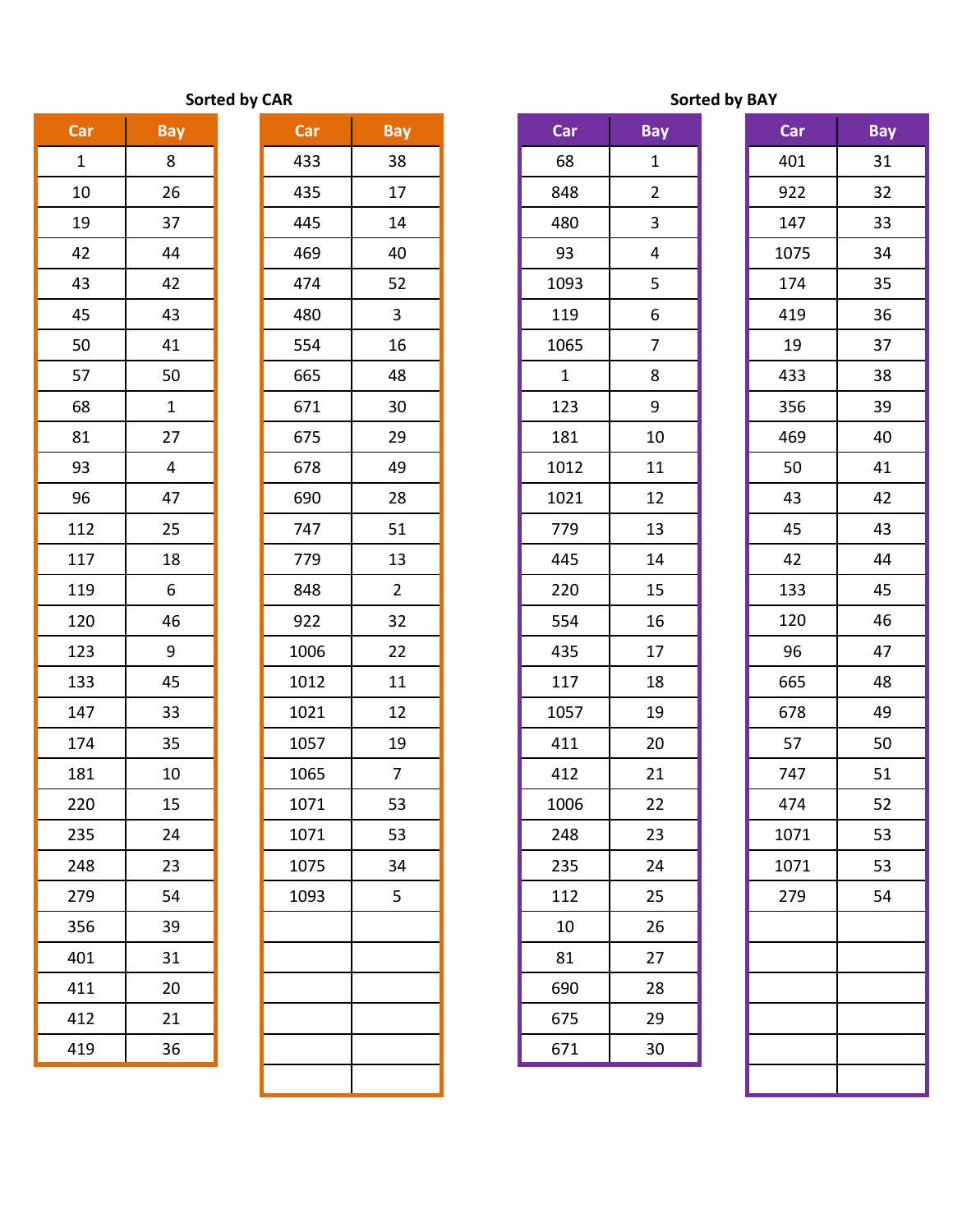## Sorted by CAR

| Car | Bay |
|---|---|
| 1 | 8 |
| 10 | 26 |
| 19 | 37 |
| 42 | 44 |
| 43 | 42 |
| 45 | 43 |
| 50 | 41 |
| 57 | 50 |
| 68 | 1 |
| 81 | 27 |
| 93 | 4 |
| 96 | 47 |
| 112 | 25 |
| 117 | 18 |
| 119 | 6 |
| 120 | 46 |
| 123 | 9 |
| 133 | 45 |
| 147 | 33 |
| 174 | 35 |
| 181 | 10 |
| 220 | 15 |
| 235 | 24 |
| 248 | 23 |
| 279 | 54 |
| 356 | 39 |
| 401 | 31 |
| 411 | 20 |
| 412 | 21 |
| 419 | 36 |

| Car | Bay |
|---|---|
| 433 | 38 |
| 435 | 17 |
| 445 | 14 |
| 469 | 40 |
| 474 | 52 |
| 480 | 3 |
| 554 | 16 |
| 665 | 48 |
| 671 | 30 |
| 675 | 29 |
| 678 | 49 |
| 690 | 28 |
| 747 | 51 |
| 779 | 13 |
| 848 | 2 |
| 922 | 32 |
| 1006 | 22 |
| 1012 | 11 |
| 1021 | 12 |
| 1057 | 19 |
| 1065 | 7 |
| 1071 | 53 |
| 1071 | 53 |
| 1075 | 34 |
| 1093 | 5 |
| | |
| | |
| | |
| | |
| | |
| | |

## Sorted by BAY

| Car | Bay |
|---|---|
| 68 | 1 |
| 848 | 2 |
| 480 | 3 |
| 93 | 4 |
| 1093 | 5 |
| 119 | 6 |
| 1065 | 7 |
| 1 | 8 |
| 123 | 9 |
| 181 | 10 |
| 1012 | 11 |
| 1021 | 12 |
| 779 | 13 |
| 445 | 14 |
| 220 | 15 |
| 554 | 16 |
| 435 | 17 |
| 117 | 18 |
| 1057 | 19 |
| 411 | 20 |
| 412 | 21 |
| 1006 | 22 |
| 248 | 23 |
| 235 | 24 |
| 112 | 25 |
| 10 | 26 |
| 81 | 27 |
| 690 | 28 |
| 675 | 29 |
| 671 | 30 |

| Car | Bay |
|---|---|
| 401 | 31 |
| 922 | 32 |
| 147 | 33 |
| 1075 | 34 |
| 174 | 35 |
| 419 | 36 |
| 19 | 37 |
| 433 | 38 |
| 356 | 39 |
| 469 | 40 |
| 50 | 41 |
| 43 | 42 |
| 45 | 43 |
| 42 | 44 |
| 133 | 45 |
| 120 | 46 |
| 96 | 47 |
| 665 | 48 |
| 678 | 49 |
| 57 | 50 |
| 747 | 51 |
| 474 | 52 |
| 1071 | 53 |
| 1071 | 53 |
| 279 | 54 |
| | |
| | |
| | |
| | |
| | |
| | |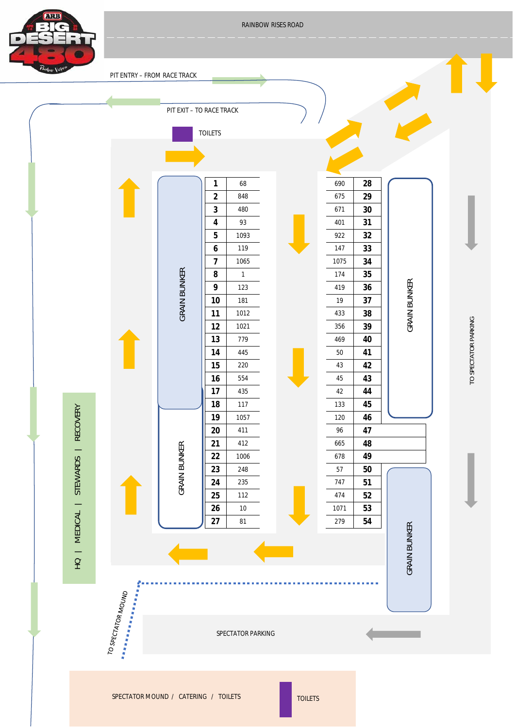RAINBOW RISES ROAD

PIT ENTRY – FROM RACE TRACK

PIT EXIT – TO RACE TRACK

TOILETS

GRAIN BUNKER

GRAIN BUNKER

| | |
|---|---|
| **1** | 68 |
| **2** | 848 |
| **3** | 480 |
| **4** | 93 |
| **5** | 1093 |
| **6** | 119 |
| **7** | 1065 |
| **8** | 1 |
| **9** | 123 |
| **10** | 181 |
| **11** | 1012 |
| **12** | 1021 |
| **13** | 779 |
| **14** | 445 |
| **15** | 220 |
| **16** | 554 |
| **17** | 435 |
| **18** | 117 |
| **19** | 1057 |
| **20** | 411 |
| **21** | 412 |
| **22** | 1006 |
| **23** | 248 |
| **24** | 235 |
| **25** | 112 |
| **26** | 10 |
| **27** | 81 |

| | |
|---|---|
| 690 | **28** |
| 675 | **29** |
| 671 | **30** |
| 401 | **31** |
| 922 | **32** |
| 147 | **33** |
| 1075 | **34** |
| 174 | **35** |
| 419 | **36** |
| 19 | **37** |
| 433 | **38** |
| 356 | **39** |
| 469 | **40** |
| 50 | **41** |
| 43 | **42** |
| 45 | **43** |
| 42 | **44** |
| 133 | **45** |
| 120 | **46** |
| 96 | **47** |
| 665 | **48** |
| 678 | **49** |
| 57 | **50** |
| 747 | **51** |
| 474 | **52** |
| 1071 | **53** |
| 279 | **54** |

GRAIN BUNKER

GRAIN BUNKER

TO SPECTATOR PARKING

HQ | MEDICAL | STEWARDS | RECOVERY

TO SPECTATOR MOUND

SPECTATOR PARKING

SPECTATOR MOUND / CATERING / TOILETS

TOILETS